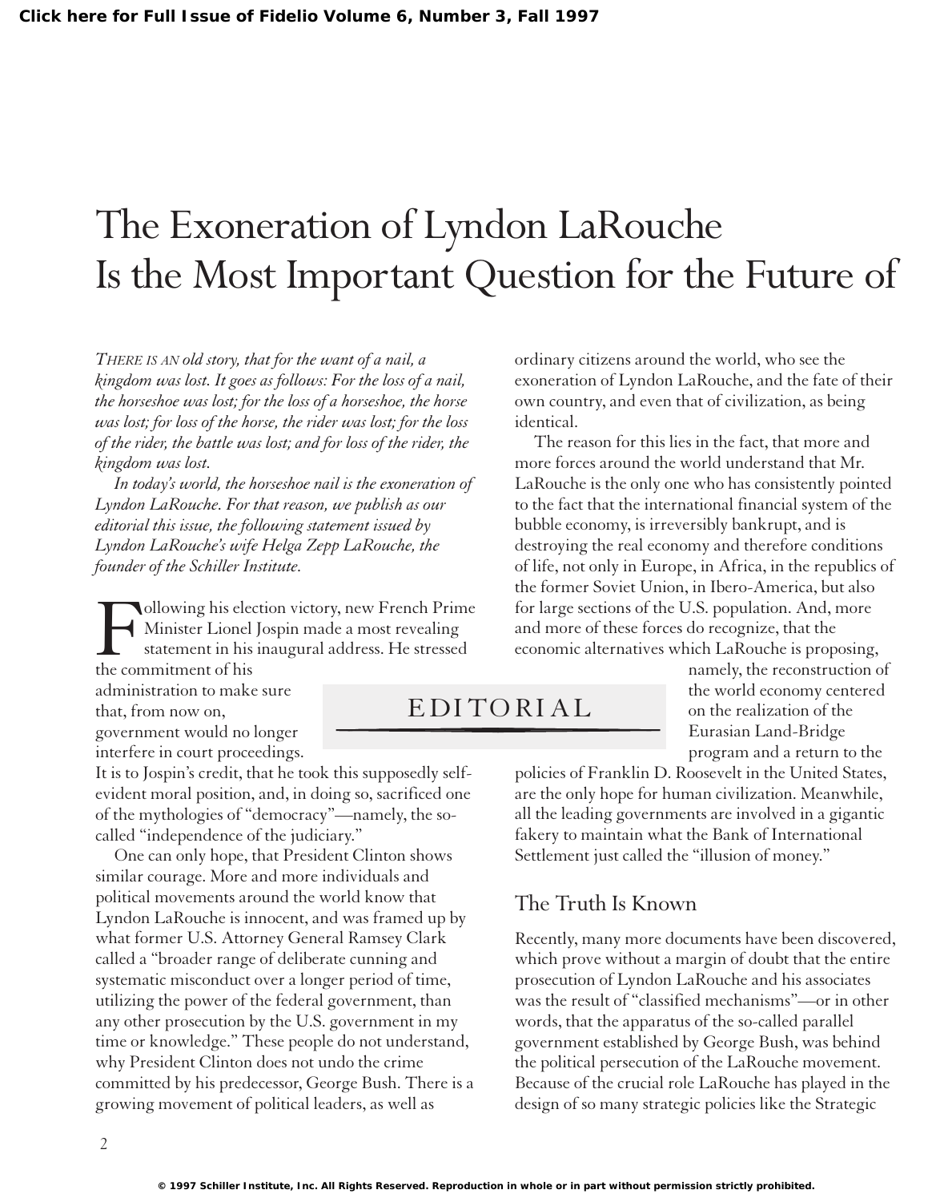# The Exoneration of Lyndon LaRouche Is the Most Important Question for the Future of

*THERE IS AN old story, that for the want of a nail, a kingdom was lost. It goes as follows: For the loss of a nail, the horseshoe was lost; for the loss of a horseshoe, the horse was lost; for loss of the horse, the rider was lost; for the loss of the rider, the battle was lost; and for loss of the rider, the kingdom was lost.*

*In today's world, the horseshoe nail is the exoneration of Lyndon LaRouche. For that reason, we publish as our editorial this issue, the following statement issued by Lyndon LaRouche's wife Helga Zepp LaRouche, the founder of the Schiller Institute.*

## EDITORIAL

Following his election victory, new French Prime Minister Lionel Jospin made a most revealing statement in his inaugural address. He stressed the commitment of his administration to make sure that, from now on, government would no longer interfere in court proceedings. It is to Jospin's credit, that he took this supposedly self-evident moral position, and, in doing so, sacrificed one of the mythologies of "democracy"—namely, the so-called "independence of the judiciary."

One can only hope, that President Clinton shows similar courage. More and more individuals and political movements around the world know that Lyndon LaRouche is innocent, and was framed up by what former U.S. Attorney General Ramsey Clark called a "broader range of deliberate cunning and systematic misconduct over a longer period of time, utilizing the power of the federal government, than any other prosecution by the U.S. government in my time or knowledge." These people do not understand, why President Clinton does not undo the crime committed by his predecessor, George Bush. There is a growing movement of political leaders, as well as ordinary citizens around the world, who see the exoneration of Lyndon LaRouche, and the fate of their own country, and even that of civilization, as being identical.

The reason for this lies in the fact, that more and more forces around the world understand that Mr. LaRouche is the only one who has consistently pointed to the fact that the international financial system of the bubble economy, is irreversibly bankrupt, and is destroying the real economy and therefore conditions of life, not only in Europe, in Africa, in the republics of the former Soviet Union, in Ibero-America, but also for large sections of the U.S. population. And, more and more of these forces do recognize, that the economic alternatives which LaRouche is proposing, namely, the reconstruction of the world economy centered on the realization of the Eurasian Land-Bridge program and a return to the policies of Franklin D. Roosevelt in the United States, are the only hope for human civilization. Meanwhile, all the leading governments are involved in a gigantic fakery to maintain what the Bank of International Settlement just called the "illusion of money."

## The Truth Is Known

Recently, many more documents have been discovered, which prove without a margin of doubt that the entire prosecution of Lyndon LaRouche and his associates was the result of "classified mechanisms"—or in other words, that the apparatus of the so-called parallel government established by George Bush, was behind the political persecution of the LaRouche movement. Because of the crucial role LaRouche has played in the design of so many strategic policies like the Strategic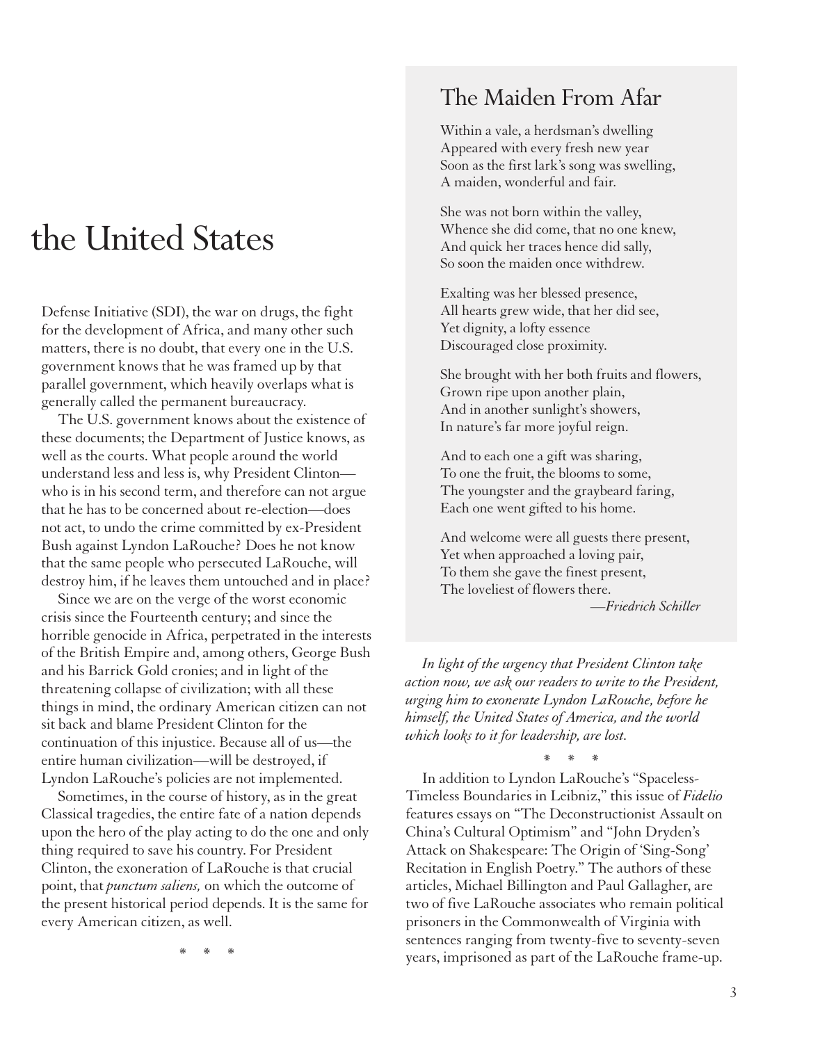# the United States

Defense Initiative (SDI), the war on drugs, the fight for the development of Africa, and many other such matters, there is no doubt, that every one in the U.S. government knows that he was framed up by that parallel government, which heavily overlaps what is generally called the permanent bureaucracy.

The U.S. government knows about the existence of these documents; the Department of Justice knows, as well as the courts. What people around the world understand less and less is, why President Clinton—who is in his second term, and therefore can not argue that he has to be concerned about re-election—does not act, to undo the crime committed by ex-President Bush against Lyndon LaRouche? Does he not know that the same people who persecuted LaRouche, will destroy him, if he leaves them untouched and in place?

Since we are on the verge of the worst economic crisis since the Fourteenth century; and since the horrible genocide in Africa, perpetrated in the interests of the British Empire and, among others, George Bush and his Barrick Gold cronies; and in light of the threatening collapse of civilization; with all these things in mind, the ordinary American citizen can not sit back and blame President Clinton for the continuation of this injustice. Because all of us—the entire human civilization—will be destroyed, if Lyndon LaRouche's policies are not implemented.

Sometimes, in the course of history, as in the great Classical tragedies, the entire fate of a nation depends upon the hero of the play acting to do the one and only thing required to save his country. For President Clinton, the exoneration of LaRouche is that crucial point, that *punctum saliens,* on which the outcome of the present historical period depends. It is the same for every American citizen, as well.

\* \* \*

## The Maiden From Afar

Within a vale, a herdsman's dwelling
Appeared with every fresh new year
Soon as the first lark's song was swelling,
A maiden, wonderful and fair.

She was not born within the valley,
Whence she did come, that no one knew,
And quick her traces hence did sally,
So soon the maiden once withdrew.

Exalting was her blessed presence,
All hearts grew wide, that her did see,
Yet dignity, a lofty essence
Discouraged close proximity.

She brought with her both fruits and flowers,
Grown ripe upon another plain,
And in another sunlight's showers,
In nature's far more joyful reign.

And to each one a gift was sharing,
To one the fruit, the blooms to some,
The youngster and the graybeard faring,
Each one went gifted to his home.

And welcome were all guests there present,
Yet when approached a loving pair,
To them she gave the finest present,
The loveliest of flowers there.

—*Friedrich Schiller*

*In light of the urgency that President Clinton take action now, we ask our readers to write to the President, urging him to exonerate Lyndon LaRouche, before he himself, the United States of America, and the world which looks to it for leadership, are lost.*

\* \* \*

In addition to Lyndon LaRouche's "Spaceless-Timeless Boundaries in Leibniz," this issue of *Fidelio* features essays on "The Deconstructionist Assault on China's Cultural Optimism" and "John Dryden's Attack on Shakespeare: The Origin of 'Sing-Song' Recitation in English Poetry." The authors of these articles, Michael Billington and Paul Gallagher, are two of five LaRouche associates who remain political prisoners in the Commonwealth of Virginia with sentences ranging from twenty-five to seventy-seven years, imprisoned as part of the LaRouche frame-up.